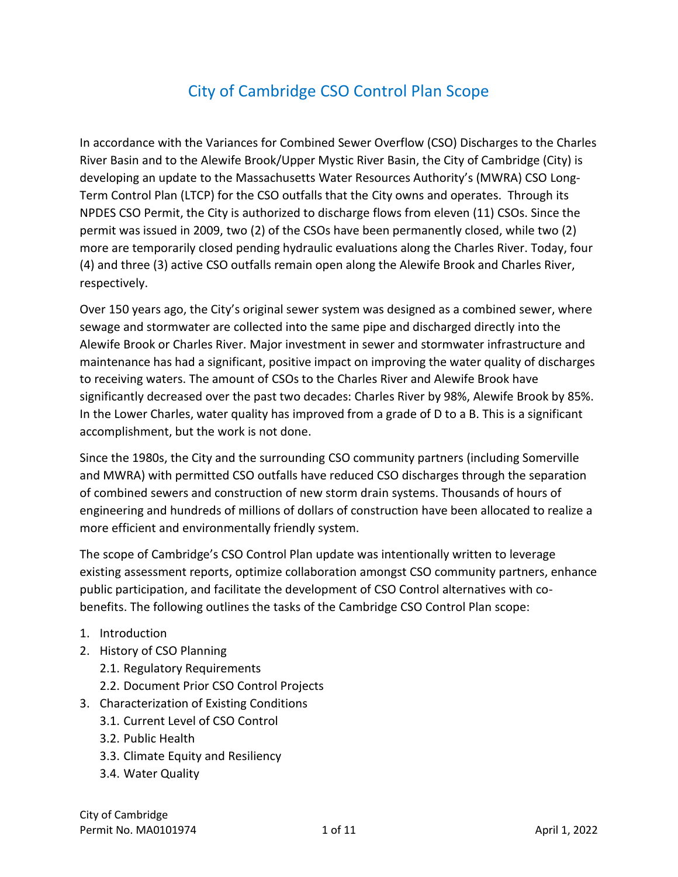# City of Cambridge CSO Control Plan Scope

In accordance with the Variances for Combined Sewer Overflow (CSO) Discharges to the Charles River Basin and to the Alewife Brook/Upper Mystic River Basin, the City of Cambridge (City) is developing an update to the Massachusetts Water Resources Authority's (MWRA) CSO Long-Term Control Plan (LTCP) for the CSO outfalls that the City owns and operates. Through its NPDES CSO Permit, the City is authorized to discharge flows from eleven (11) CSOs. Since the permit was issued in 2009, two (2) of the CSOs have been permanently closed, while two (2) more are temporarily closed pending hydraulic evaluations along the Charles River. Today, four (4) and three (3) active CSO outfalls remain open along the Alewife Brook and Charles River, respectively.

Over 150 years ago, the City's original sewer system was designed as a combined sewer, where sewage and stormwater are collected into the same pipe and discharged directly into the Alewife Brook or Charles River. Major investment in sewer and stormwater infrastructure and maintenance has had a significant, positive impact on improving the water quality of discharges to receiving waters. The amount of CSOs to the Charles River and Alewife Brook have significantly decreased over the past two decades: Charles River by 98%, Alewife Brook by 85%. In the Lower Charles, water quality has improved from a grade of D to a B. This is a significant accomplishment, but the work is not done.

Since the 1980s, the City and the surrounding CSO community partners (including Somerville and MWRA) with permitted CSO outfalls have reduced CSO discharges through the separation of combined sewers and construction of new storm drain systems. Thousands of hours of engineering and hundreds of millions of dollars of construction have been allocated to realize a more efficient and environmentally friendly system.

The scope of Cambridge's CSO Control Plan update was intentionally written to leverage existing assessment reports, optimize collaboration amongst CSO community partners, enhance public participation, and facilitate the development of CSO Control alternatives with co-benefits. The following outlines the tasks of the Cambridge CSO Control Plan scope:

1. Introduction
2. History of CSO Planning
   2.1. Regulatory Requirements
   2.2. Document Prior CSO Control Projects
3. Characterization of Existing Conditions
   3.1. Current Level of CSO Control
   3.2. Public Health
   3.3. Climate Equity and Resiliency
   3.4. Water Quality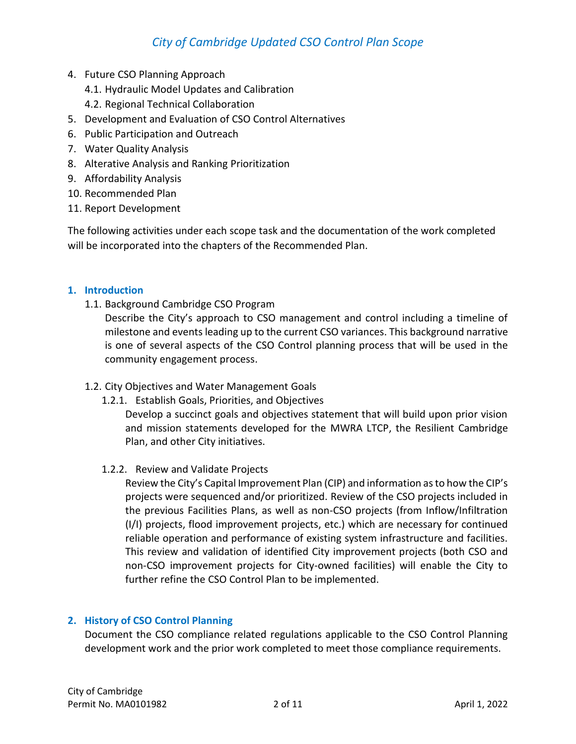4. Future CSO Planning Approach
    4.1. Hydraulic Model Updates and Calibration
    4.2. Regional Technical Collaboration
5. Development and Evaluation of CSO Control Alternatives
6. Public Participation and Outreach
7. Water Quality Analysis
8. Alterative Analysis and Ranking Prioritization
9. Affordability Analysis
10. Recommended Plan
11. Report Development

The following activities under each scope task and the documentation of the work completed will be incorporated into the chapters of the Recommended Plan.

## 1. Introduction

### 1.1. Background Cambridge CSO Program

Describe the City's approach to CSO management and control including a timeline of milestone and events leading up to the current CSO variances. This background narrative is one of several aspects of the CSO Control planning process that will be used in the community engagement process.

### 1.2. City Objectives and Water Management Goals

#### 1.2.1. Establish Goals, Priorities, and Objectives

Develop a succinct goals and objectives statement that will build upon prior vision and mission statements developed for the MWRA LTCP, the Resilient Cambridge Plan, and other City initiatives.

#### 1.2.2. Review and Validate Projects

Review the City's Capital Improvement Plan (CIP) and information as to how the CIP's projects were sequenced and/or prioritized. Review of the CSO projects included in the previous Facilities Plans, as well as non-CSO projects (from Inflow/Infiltration (I/I) projects, flood improvement projects, etc.) which are necessary for continued reliable operation and performance of existing system infrastructure and facilities. This review and validation of identified City improvement projects (both CSO and non-CSO improvement projects for City-owned facilities) will enable the City to further refine the CSO Control Plan to be implemented.

## 2. History of CSO Control Planning

Document the CSO compliance related regulations applicable to the CSO Control Planning development work and the prior work completed to meet those compliance requirements.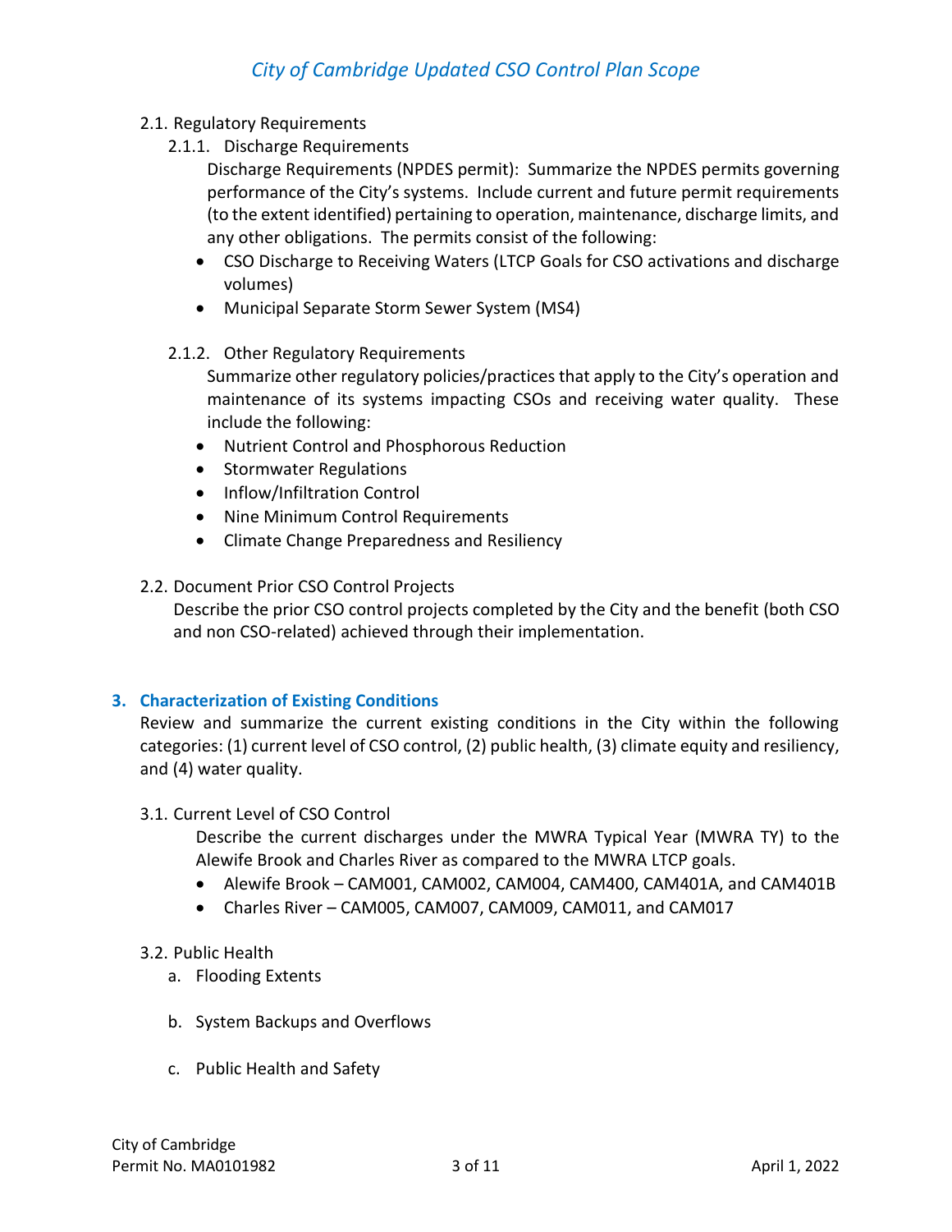2.1. Regulatory Requirements

2.1.1. Discharge Requirements

Discharge Requirements (NPDES permit): Summarize the NPDES permits governing performance of the City's systems. Include current and future permit requirements (to the extent identified) pertaining to operation, maintenance, discharge limits, and any other obligations. The permits consist of the following:

- CSO Discharge to Receiving Waters (LTCP Goals for CSO activations and discharge volumes)
- Municipal Separate Storm Sewer System (MS4)

2.1.2. Other Regulatory Requirements

Summarize other regulatory policies/practices that apply to the City's operation and maintenance of its systems impacting CSOs and receiving water quality. These include the following:

- Nutrient Control and Phosphorous Reduction
- Stormwater Regulations
- Inflow/Infiltration Control
- Nine Minimum Control Requirements
- Climate Change Preparedness and Resiliency

2.2. Document Prior CSO Control Projects

Describe the prior CSO control projects completed by the City and the benefit (both CSO and non CSO-related) achieved through their implementation.

## 3. Characterization of Existing Conditions

Review and summarize the current existing conditions in the City within the following categories: (1) current level of CSO control, (2) public health, (3) climate equity and resiliency, and (4) water quality.

3.1. Current Level of CSO Control

Describe the current discharges under the MWRA Typical Year (MWRA TY) to the Alewife Brook and Charles River as compared to the MWRA LTCP goals.

- Alewife Brook – CAM001, CAM002, CAM004, CAM400, CAM401A, and CAM401B
- Charles River – CAM005, CAM007, CAM009, CAM011, and CAM017

3.2. Public Health

a. Flooding Extents

b. System Backups and Overflows

c. Public Health and Safety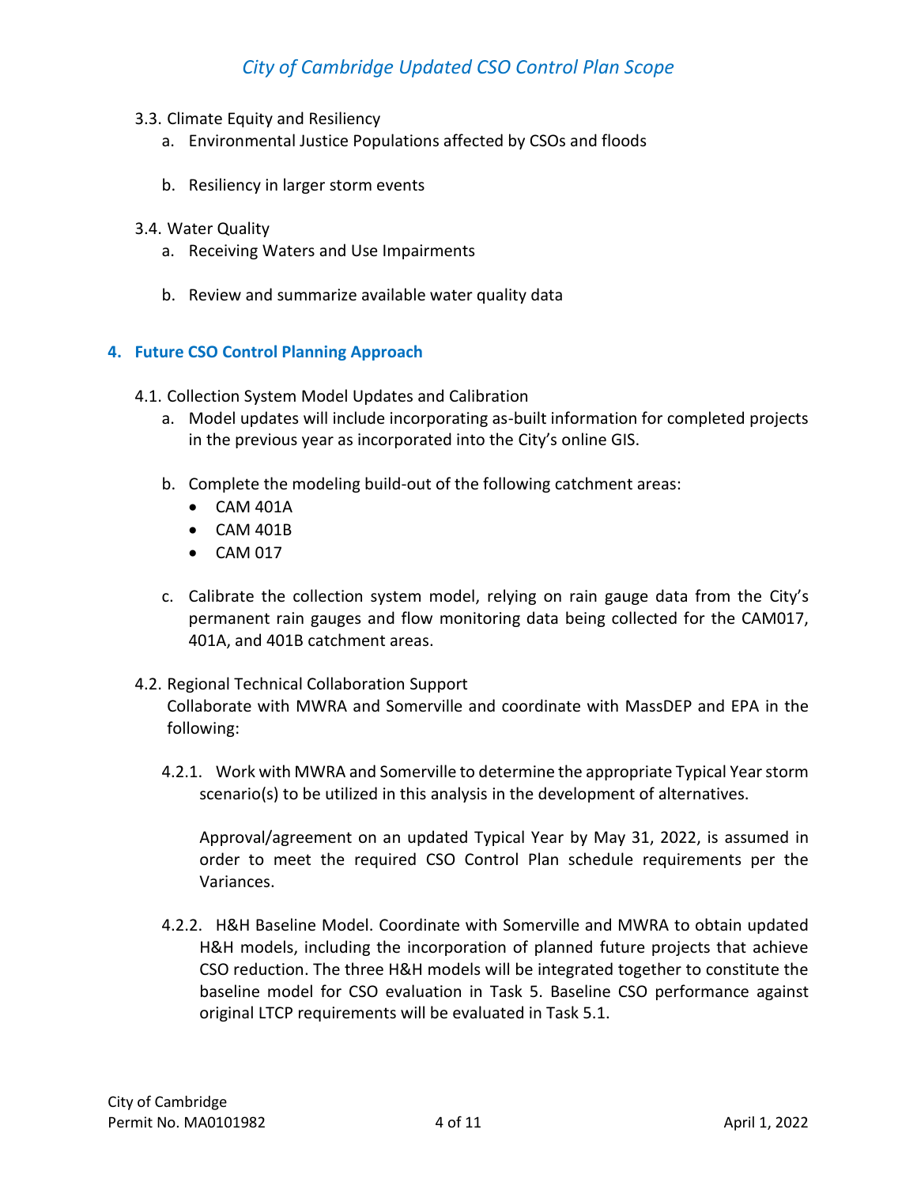3.3. Climate Equity and Resiliency

a. Environmental Justice Populations affected by CSOs and floods

b. Resiliency in larger storm events

3.4. Water Quality

a. Receiving Waters and Use Impairments

b. Review and summarize available water quality data

## 4. Future CSO Control Planning Approach

4.1. Collection System Model Updates and Calibration

a. Model updates will include incorporating as-built information for completed projects in the previous year as incorporated into the City's online GIS.

b. Complete the modeling build-out of the following catchment areas:

- CAM 401A
- CAM 401B
- CAM 017

c. Calibrate the collection system model, relying on rain gauge data from the City's permanent rain gauges and flow monitoring data being collected for the CAM017, 401A, and 401B catchment areas.

4.2. Regional Technical Collaboration Support

Collaborate with MWRA and Somerville and coordinate with MassDEP and EPA in the following:

4.2.1. Work with MWRA and Somerville to determine the appropriate Typical Year storm scenario(s) to be utilized in this analysis in the development of alternatives.

Approval/agreement on an updated Typical Year by May 31, 2022, is assumed in order to meet the required CSO Control Plan schedule requirements per the Variances.

4.2.2. H&H Baseline Model. Coordinate with Somerville and MWRA to obtain updated H&H models, including the incorporation of planned future projects that achieve CSO reduction. The three H&H models will be integrated together to constitute the baseline model for CSO evaluation in Task 5. Baseline CSO performance against original LTCP requirements will be evaluated in Task 5.1.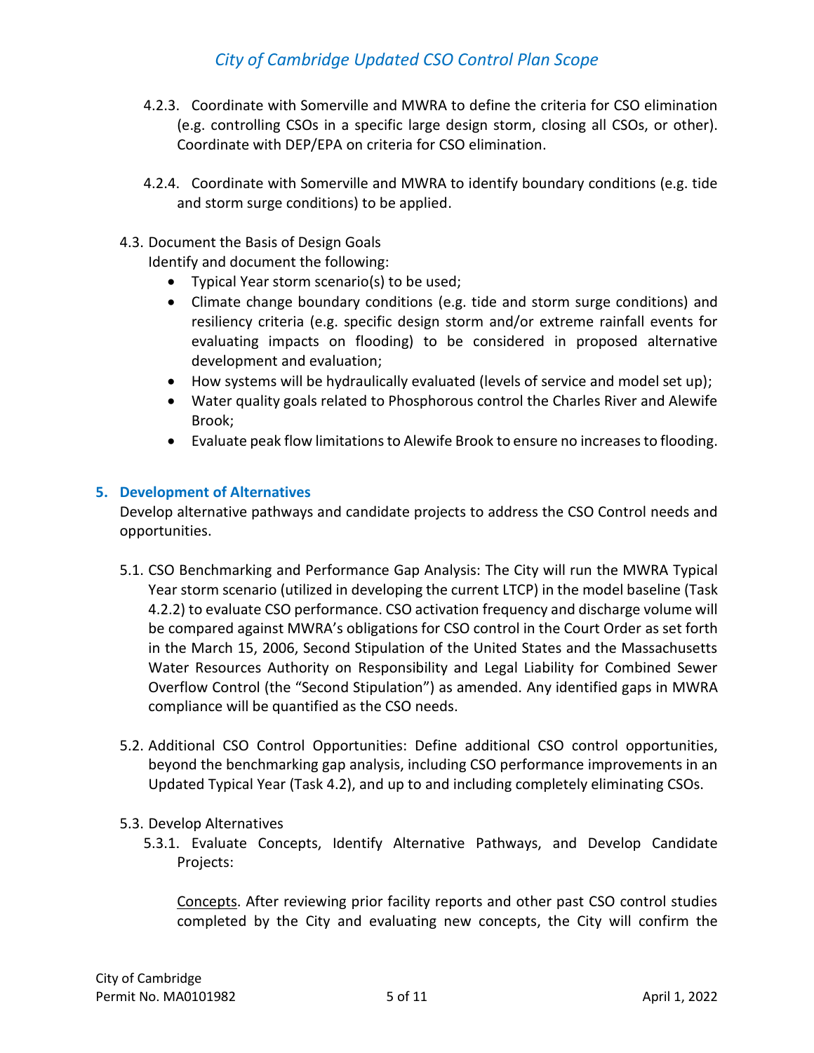4.2.3. Coordinate with Somerville and MWRA to define the criteria for CSO elimination (e.g. controlling CSOs in a specific large design storm, closing all CSOs, or other). Coordinate with DEP/EPA on criteria for CSO elimination.

4.2.4. Coordinate with Somerville and MWRA to identify boundary conditions (e.g. tide and storm surge conditions) to be applied.

4.3. Document the Basis of Design Goals

Identify and document the following:

- Typical Year storm scenario(s) to be used;
- Climate change boundary conditions (e.g. tide and storm surge conditions) and resiliency criteria (e.g. specific design storm and/or extreme rainfall events for evaluating impacts on flooding) to be considered in proposed alternative development and evaluation;
- How systems will be hydraulically evaluated (levels of service and model set up);
- Water quality goals related to Phosphorous control the Charles River and Alewife Brook;
- Evaluate peak flow limitations to Alewife Brook to ensure no increases to flooding.

## 5. Development of Alternatives

Develop alternative pathways and candidate projects to address the CSO Control needs and opportunities.

5.1. CSO Benchmarking and Performance Gap Analysis: The City will run the MWRA Typical Year storm scenario (utilized in developing the current LTCP) in the model baseline (Task 4.2.2) to evaluate CSO performance. CSO activation frequency and discharge volume will be compared against MWRA's obligations for CSO control in the Court Order as set forth in the March 15, 2006, Second Stipulation of the United States and the Massachusetts Water Resources Authority on Responsibility and Legal Liability for Combined Sewer Overflow Control (the "Second Stipulation") as amended. Any identified gaps in MWRA compliance will be quantified as the CSO needs.

5.2. Additional CSO Control Opportunities: Define additional CSO control opportunities, beyond the benchmarking gap analysis, including CSO performance improvements in an Updated Typical Year (Task 4.2), and up to and including completely eliminating CSOs.

5.3. Develop Alternatives

5.3.1. Evaluate Concepts, Identify Alternative Pathways, and Develop Candidate Projects:

<u>Concepts</u>. After reviewing prior facility reports and other past CSO control studies completed by the City and evaluating new concepts, the City will confirm the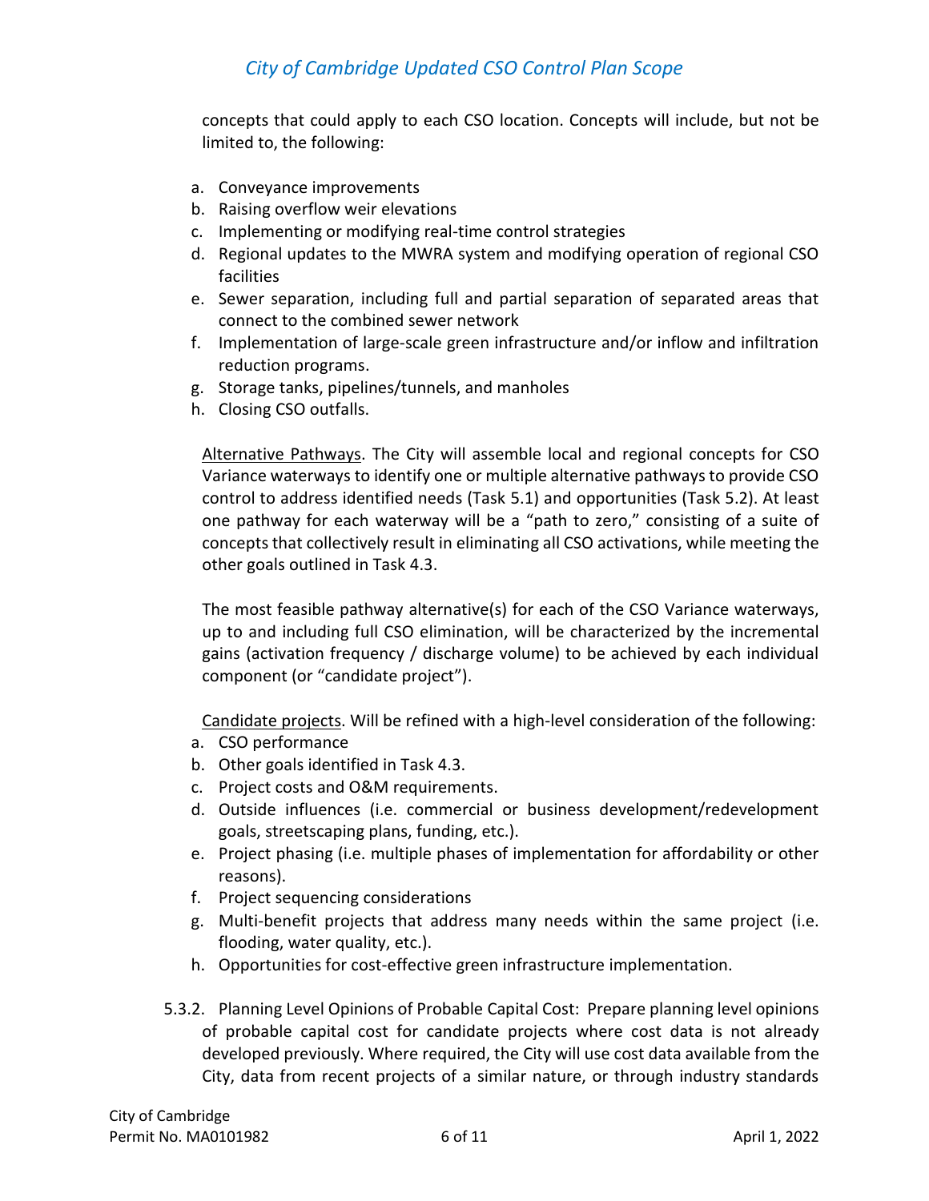concepts that could apply to each CSO location. Concepts will include, but not be limited to, the following:

a. Conveyance improvements
b. Raising overflow weir elevations
c. Implementing or modifying real-time control strategies
d. Regional updates to the MWRA system and modifying operation of regional CSO facilities
e. Sewer separation, including full and partial separation of separated areas that connect to the combined sewer network
f. Implementation of large-scale green infrastructure and/or inflow and infiltration reduction programs.
g. Storage tanks, pipelines/tunnels, and manholes
h. Closing CSO outfalls.

<u>Alternative Pathways</u>. The City will assemble local and regional concepts for CSO Variance waterways to identify one or multiple alternative pathways to provide CSO control to address identified needs (Task 5.1) and opportunities (Task 5.2). At least one pathway for each waterway will be a "path to zero," consisting of a suite of concepts that collectively result in eliminating all CSO activations, while meeting the other goals outlined in Task 4.3.

The most feasible pathway alternative(s) for each of the CSO Variance waterways, up to and including full CSO elimination, will be characterized by the incremental gains (activation frequency / discharge volume) to be achieved by each individual component (or "candidate project").

<u>Candidate projects</u>. Will be refined with a high-level consideration of the following:

a. CSO performance
b. Other goals identified in Task 4.3.
c. Project costs and O&M requirements.
d. Outside influences (i.e. commercial or business development/redevelopment goals, streetscaping plans, funding, etc.).
e. Project phasing (i.e. multiple phases of implementation for affordability or other reasons).
f. Project sequencing considerations
g. Multi-benefit projects that address many needs within the same project (i.e. flooding, water quality, etc.).
h. Opportunities for cost-effective green infrastructure implementation.

5.3.2. Planning Level Opinions of Probable Capital Cost: Prepare planning level opinions of probable capital cost for candidate projects where cost data is not already developed previously. Where required, the City will use cost data available from the City, data from recent projects of a similar nature, or through industry standards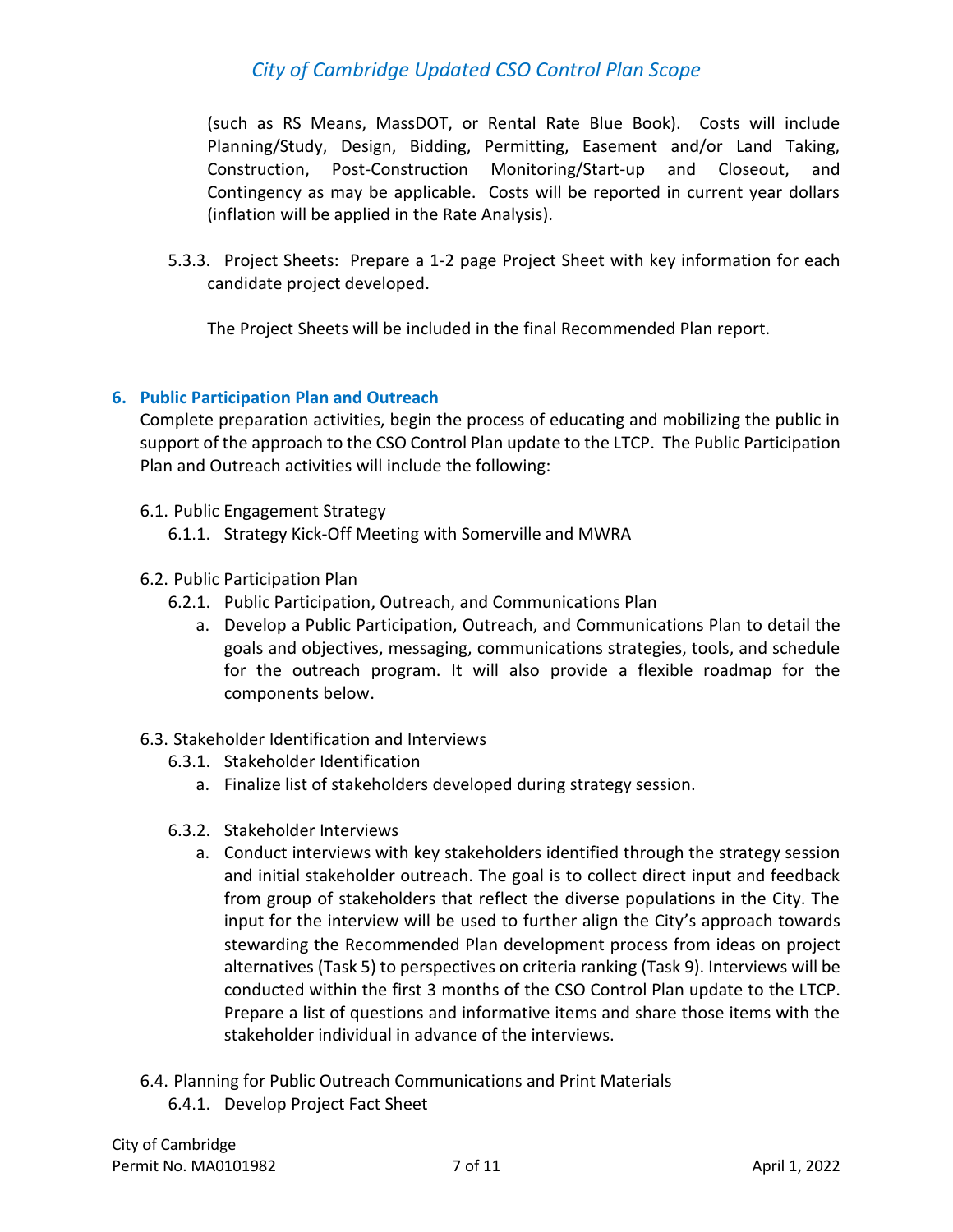(such as RS Means, MassDOT, or Rental Rate Blue Book). Costs will include Planning/Study, Design, Bidding, Permitting, Easement and/or Land Taking, Construction, Post-Construction Monitoring/Start-up and Closeout, and Contingency as may be applicable. Costs will be reported in current year dollars (inflation will be applied in the Rate Analysis).

5.3.3. Project Sheets: Prepare a 1-2 page Project Sheet with key information for each candidate project developed.

The Project Sheets will be included in the final Recommended Plan report.

## 6. Public Participation Plan and Outreach

Complete preparation activities, begin the process of educating and mobilizing the public in support of the approach to the CSO Control Plan update to the LTCP. The Public Participation Plan and Outreach activities will include the following:

6.1. Public Engagement Strategy

- 6.1.1. Strategy Kick-Off Meeting with Somerville and MWRA

6.2. Public Participation Plan

- 6.2.1. Public Participation, Outreach, and Communications Plan
  - a. Develop a Public Participation, Outreach, and Communications Plan to detail the goals and objectives, messaging, communications strategies, tools, and schedule for the outreach program. It will also provide a flexible roadmap for the components below.

6.3. Stakeholder Identification and Interviews

- 6.3.1. Stakeholder Identification
  - a. Finalize list of stakeholders developed during strategy session.
- 6.3.2. Stakeholder Interviews
  - a. Conduct interviews with key stakeholders identified through the strategy session and initial stakeholder outreach. The goal is to collect direct input and feedback from group of stakeholders that reflect the diverse populations in the City. The input for the interview will be used to further align the City's approach towards stewarding the Recommended Plan development process from ideas on project alternatives (Task 5) to perspectives on criteria ranking (Task 9). Interviews will be conducted within the first 3 months of the CSO Control Plan update to the LTCP. Prepare a list of questions and informative items and share those items with the stakeholder individual in advance of the interviews.

6.4. Planning for Public Outreach Communications and Print Materials

- 6.4.1. Develop Project Fact Sheet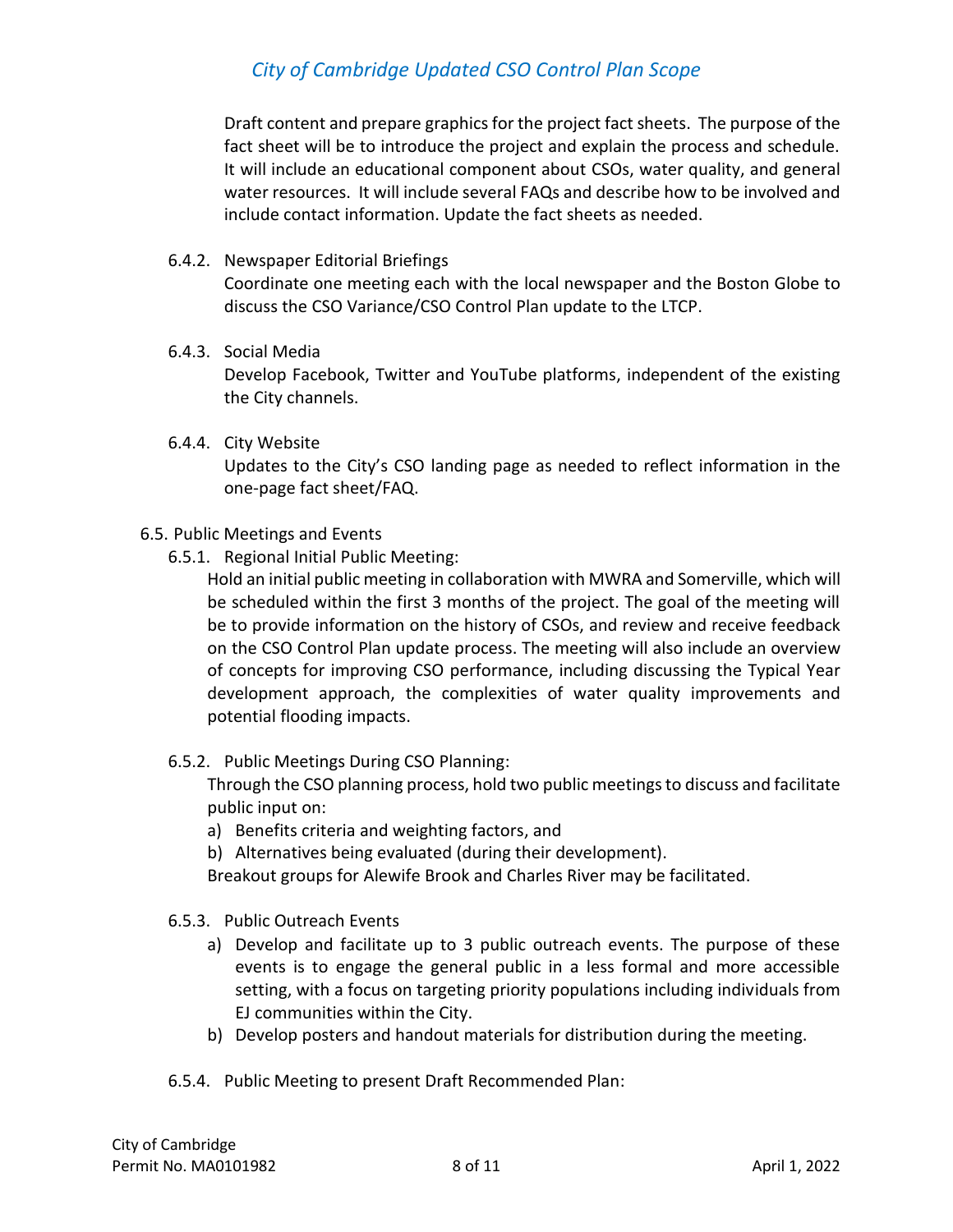Draft content and prepare graphics for the project fact sheets. The purpose of the fact sheet will be to introduce the project and explain the process and schedule. It will include an educational component about CSOs, water quality, and general water resources. It will include several FAQs and describe how to be involved and include contact information. Update the fact sheets as needed.

6.4.2. Newspaper Editorial Briefings

Coordinate one meeting each with the local newspaper and the Boston Globe to discuss the CSO Variance/CSO Control Plan update to the LTCP.

6.4.3. Social Media

Develop Facebook, Twitter and YouTube platforms, independent of the existing the City channels.

6.4.4. City Website

Updates to the City's CSO landing page as needed to reflect information in the one-page fact sheet/FAQ.

6.5. Public Meetings and Events

6.5.1. Regional Initial Public Meeting:

Hold an initial public meeting in collaboration with MWRA and Somerville, which will be scheduled within the first 3 months of the project. The goal of the meeting will be to provide information on the history of CSOs, and review and receive feedback on the CSO Control Plan update process. The meeting will also include an overview of concepts for improving CSO performance, including discussing the Typical Year development approach, the complexities of water quality improvements and potential flooding impacts.

6.5.2. Public Meetings During CSO Planning:

Through the CSO planning process, hold two public meetings to discuss and facilitate public input on:

a) Benefits criteria and weighting factors, and
b) Alternatives being evaluated (during their development).

Breakout groups for Alewife Brook and Charles River may be facilitated.

6.5.3. Public Outreach Events

a) Develop and facilitate up to 3 public outreach events. The purpose of these events is to engage the general public in a less formal and more accessible setting, with a focus on targeting priority populations including individuals from EJ communities within the City.
b) Develop posters and handout materials for distribution during the meeting.

6.5.4. Public Meeting to present Draft Recommended Plan: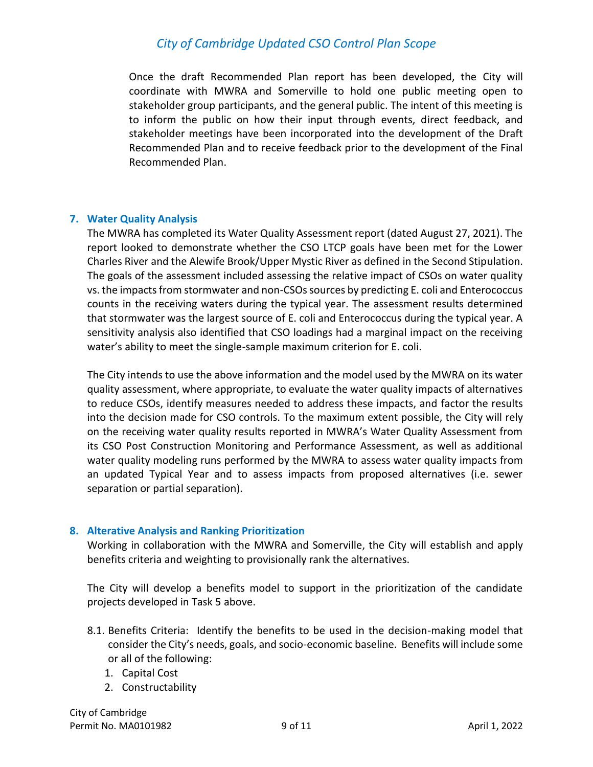Once the draft Recommended Plan report has been developed, the City will coordinate with MWRA and Somerville to hold one public meeting open to stakeholder group participants, and the general public. The intent of this meeting is to inform the public on how their input through events, direct feedback, and stakeholder meetings have been incorporated into the development of the Draft Recommended Plan and to receive feedback prior to the development of the Final Recommended Plan.

## 7. Water Quality Analysis

The MWRA has completed its Water Quality Assessment report (dated August 27, 2021). The report looked to demonstrate whether the CSO LTCP goals have been met for the Lower Charles River and the Alewife Brook/Upper Mystic River as defined in the Second Stipulation. The goals of the assessment included assessing the relative impact of CSOs on water quality vs. the impacts from stormwater and non-CSOs sources by predicting E. coli and Enterococcus counts in the receiving waters during the typical year. The assessment results determined that stormwater was the largest source of E. coli and Enterococcus during the typical year. A sensitivity analysis also identified that CSO loadings had a marginal impact on the receiving water's ability to meet the single-sample maximum criterion for E. coli.

The City intends to use the above information and the model used by the MWRA on its water quality assessment, where appropriate, to evaluate the water quality impacts of alternatives to reduce CSOs, identify measures needed to address these impacts, and factor the results into the decision made for CSO controls. To the maximum extent possible, the City will rely on the receiving water quality results reported in MWRA's Water Quality Assessment from its CSO Post Construction Monitoring and Performance Assessment, as well as additional water quality modeling runs performed by the MWRA to assess water quality impacts from an updated Typical Year and to assess impacts from proposed alternatives (i.e. sewer separation or partial separation).

## 8. Alterative Analysis and Ranking Prioritization

Working in collaboration with the MWRA and Somerville, the City will establish and apply benefits criteria and weighting to provisionally rank the alternatives.

The City will develop a benefits model to support in the prioritization of the candidate projects developed in Task 5 above.

8.1. Benefits Criteria: Identify the benefits to be used in the decision-making model that consider the City's needs, goals, and socio-economic baseline. Benefits will include some or all of the following:

1. Capital Cost
2. Constructability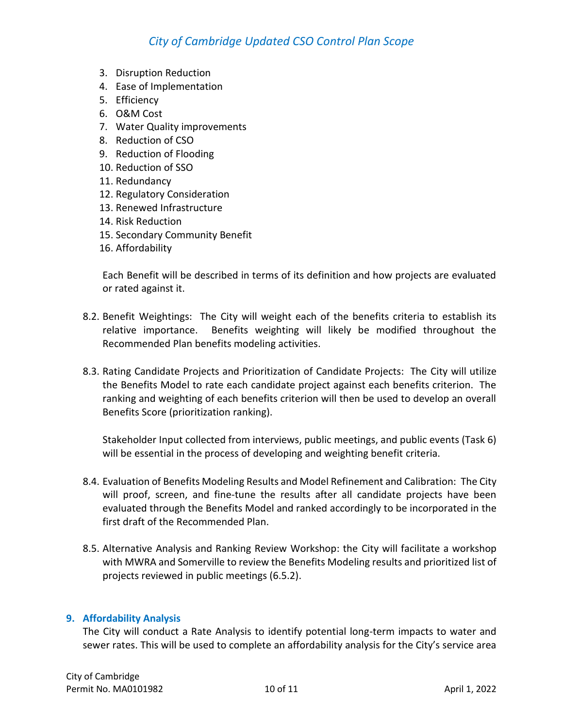3. Disruption Reduction
4. Ease of Implementation
5. Efficiency
6. O&M Cost
7. Water Quality improvements
8. Reduction of CSO
9. Reduction of Flooding
10. Reduction of SSO
11. Redundancy
12. Regulatory Consideration
13. Renewed Infrastructure
14. Risk Reduction
15. Secondary Community Benefit
16. Affordability

Each Benefit will be described in terms of its definition and how projects are evaluated or rated against it.

8.2. Benefit Weightings: The City will weight each of the benefits criteria to establish its relative importance. Benefits weighting will likely be modified throughout the Recommended Plan benefits modeling activities.

8.3. Rating Candidate Projects and Prioritization of Candidate Projects: The City will utilize the Benefits Model to rate each candidate project against each benefits criterion. The ranking and weighting of each benefits criterion will then be used to develop an overall Benefits Score (prioritization ranking).

Stakeholder Input collected from interviews, public meetings, and public events (Task 6) will be essential in the process of developing and weighting benefit criteria.

8.4. Evaluation of Benefits Modeling Results and Model Refinement and Calibration: The City will proof, screen, and fine-tune the results after all candidate projects have been evaluated through the Benefits Model and ranked accordingly to be incorporated in the first draft of the Recommended Plan.

8.5. Alternative Analysis and Ranking Review Workshop: the City will facilitate a workshop with MWRA and Somerville to review the Benefits Modeling results and prioritized list of projects reviewed in public meetings (6.5.2).

## 9. Affordability Analysis

The City will conduct a Rate Analysis to identify potential long-term impacts to water and sewer rates. This will be used to complete an affordability analysis for the City's service area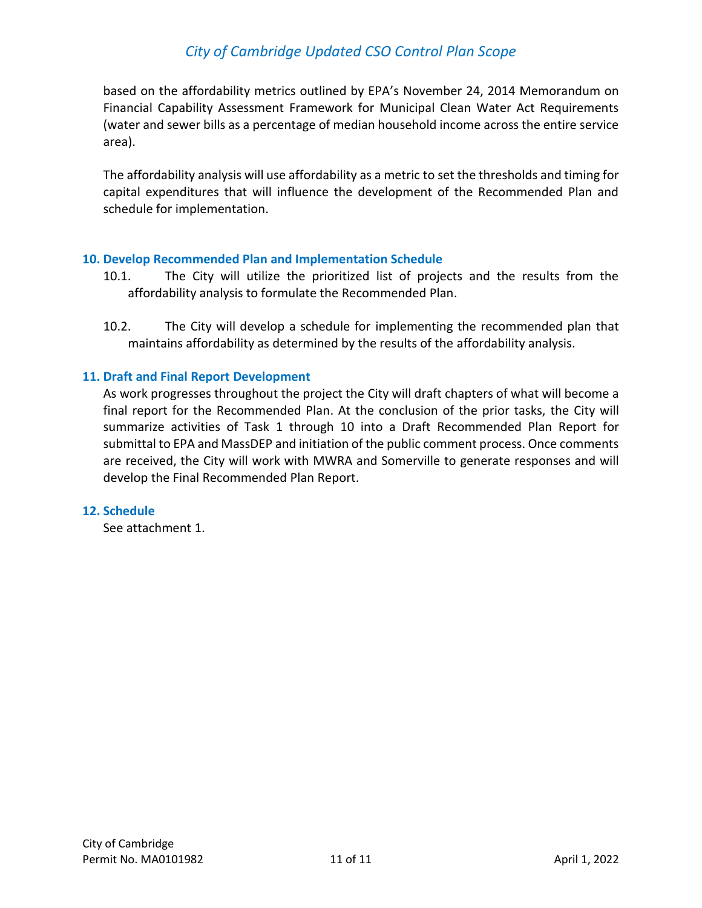based on the affordability metrics outlined by EPA's November 24, 2014 Memorandum on Financial Capability Assessment Framework for Municipal Clean Water Act Requirements (water and sewer bills as a percentage of median household income across the entire service area).

The affordability analysis will use affordability as a metric to set the thresholds and timing for capital expenditures that will influence the development of the Recommended Plan and schedule for implementation.

### 10. Develop Recommended Plan and Implementation Schedule

10.1. The City will utilize the prioritized list of projects and the results from the affordability analysis to formulate the Recommended Plan.

10.2. The City will develop a schedule for implementing the recommended plan that maintains affordability as determined by the results of the affordability analysis.

### 11. Draft and Final Report Development

As work progresses throughout the project the City will draft chapters of what will become a final report for the Recommended Plan. At the conclusion of the prior tasks, the City will summarize activities of Task 1 through 10 into a Draft Recommended Plan Report for submittal to EPA and MassDEP and initiation of the public comment process. Once comments are received, the City will work with MWRA and Somerville to generate responses and will develop the Final Recommended Plan Report.

### 12. Schedule

See attachment 1.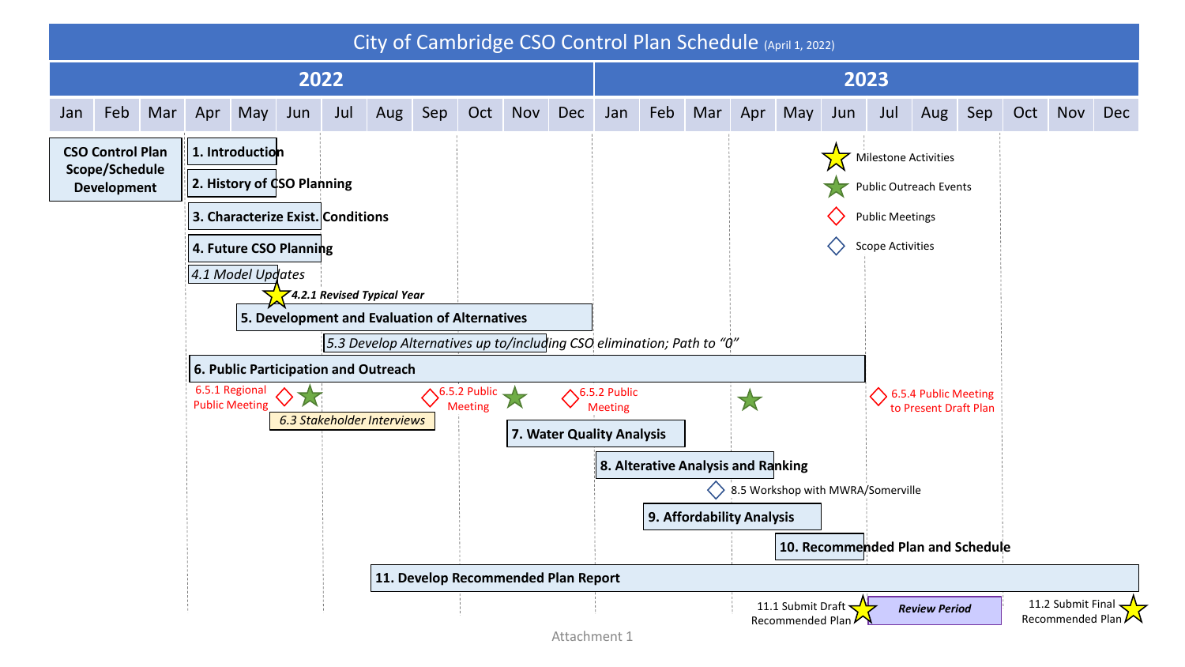# City of Cambridge CSO Control Plan Schedule (April 1, 2022)

2022

Jan Feb Mar Apr May Jun Jul Aug Sep Oct Nov Dec

2023

Jan Feb Mar Apr May Jun Jul Aug Sep Oct Nov Dec

Milestone Activities

Public Outreach Events

Public Meetings

Scope Activities

**CSO Control Plan Scope/Schedule Development**

**1. Introduction**

**2. History of CSO Planning**

**3. Characterize Exist. Conditions**

**4. Future CSO Planning**

*4.1 Model Updates*

***4.2.1 Revised Typical Year***

**5. Development and Evaluation of Alternatives**

*5.3 Develop Alternatives up to/including CSO elimination; Path to "0"*

**6. Public Participation and Outreach**

6.5.1 Regional Public Meeting

*6.3 Stakeholder Interviews*

6.5.2 Public Meeting

6.5.2 Public Meeting

6.5.4 Public Meeting to Present Draft Plan

**7. Water Quality Analysis**

**8. Alterative Analysis and Ranking**

8.5 Workshop with MWRA/Somerville

**9. Affordability Analysis**

**10. Recommended Plan and Schedule**

**11. Develop Recommended Plan Report**

11.1 Submit Draft Recommended Plan

***Review Period***

11.2 Submit Final Recommended Plan

Attachment 1